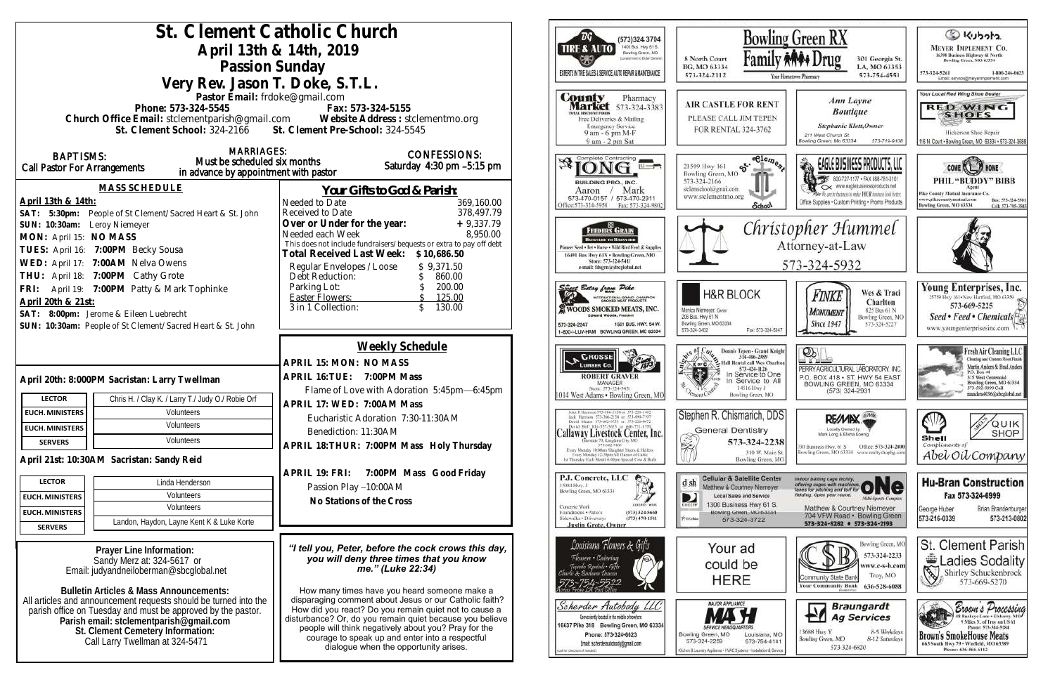# St. Clement Catholic Church

## April 13th & 14th, 2019

## Passion Sunday

### Very Rev. Jason T. Doke, S.T.L.

Pastor Email: frdoke@gmail.com

Phone: 573-324-5545 Fax: 573-324-5155

Church Office Email: stclementparish@gmail.com Website Address : stclementmo.org

St. Clement School: 324-2166 St. Clement Pre-School: 324-5545

**BAPTISMS:** Call Pastor For Arrangements

**MARRIAGES:** Must be scheduled six months in advance by appointment with pastor

**CONFESSIONS:** Saturday 4:30 pm –5:15 pm

### MASS SCHEDULE

**April 13th & 14th:**

SAT: 5:30pm: People of St Clement/Sacred Heart & St. John

SUN: 10:30am: Leroy Niemeyer

MON: April 15: NO MASS

TUES: April 16: 7:00PM Becky Sousa

WED: April 17: 7:00AM Nelva Owens

THU: April 18: 7:00PM Cathy Grote

FRI: April 19: 7:00PM Patty & Mark Tophinke

**April 20th & 21st:**

SAT: 8:00pm: Jerome & Eileen Luebrecht

SUN: 10:30am: People of St Clement/Sacred Heart & St. John

### Your Gifts to God & Parish:

| | |
|---|---|
| Needed to Date | 369,160.00 |
| Received to Date | 378,497.79 |
| **Over or Under for the year:** | **+ 9,337.79** |
| Needed each Week | 8,950.00 |

This does not include fundraisers/bequests or extra to pay off debt

| | |
|---|---|
| **Total Received Last Week:** | **$ 10,686.50** |
| Regular Envelopes / Loose | $ 9,371.50 |
| Debt Reduction: | $ 860.00 |
| Parking Lot: | $ 200.00 |
| Easter Flowers: | $ 125.00 |
| 3 in 1 Collection: | $ 130.00 |

**April 20th: 8:000PM Sacristan: Larry Twellman**

| | |
|---|---|
| LECTOR | Chris H. / Clay K. / Larry T./ Judy O./ Robie Orf |
| EUCH. MINISTERS | Volunteers |
| EUCH. MINISTERS | Volunteers |
| SERVERS | Volunteers |

**April 21st: 10:30AM Sacristan: Sandy Reid**

| | |
|---|---|
| LECTOR | Linda Henderson |
| EUCH. MINISTERS | Volunteers |
| EUCH. MINISTERS | Volunteers |
| SERVERS | Landon, Haydon, Layne Kent K & Luke Korte |

### Weekly Schedule

APRIL 15: MON: NO MASS

APRIL 16:TUE: 7:00PM Mass
Flame of Love with Adoration 5:45pm—6:45pm

APRIL 17: WED: 7:00AM Mass
Eucharistic Adoration 7:30-11:30AM
Benediction: 11:30AM

APRIL 18:THUR: 7:00PM Mass Holy Thursday

APRIL 19: FRI: 7:00PM Mass Good Friday
Passion Play –10:00AM
**No Stations of the Cross**

**Prayer Line Information:**
Sandy Merz at: 324-5617 or
Email: judyandneiloberman@sbcglobal.net

**Bulletin Articles & Mass Announcements:**
All articles and announcement requests should be turned into the parish office on Tuesday and must be approved by the pastor.
**Parish email: stclementparish@gmail.com**
**St. Clement Cemetery Information:**
Call Larry Twellman at 324-5471

*"I tell you, Peter, before the cock crows this day, you will deny three times that you know me." (Luke 22:34)*

How many times have you heard someone make a disparaging comment about Jesus or our Catholic faith? How did you react? Do you remain quiet not to cause a disturbance? Or, do you remain quiet because you believe people will think negatively about you? Pray for the courage to speak up and enter into a respectful dialogue when the opportunity arises.

---

DG Tire & Auto — (573)324-3704 — 1400 Bus. Hwy 61 S. Bowling Green, MO — Experts in Tire Sales & Service, Auto Repair & Maintenance

Bowling Green RX Family Drug — 8 North Court, BG, MO 63334, 573-324-2112 — 301 Georgia St., LA, MO 63353, 573-754-4551 — Your Hometown Pharmacy

Kubota — Meyer Implement Co. — 16398 Business Highway 61 North, Bowling Green, MO 63334 — 573-324-5261 — 1-800-246-0623 — Email: service@meyerimplement.com

County Market Pharmacy — 573-324-3383 — Free Deliveries & Mailing, Emergency Service — 9 am - 6 pm M-F, 9 am - 2 pm Sat

Air Castle For Rent — Please call Jim Tepen for rental 324-3762

Ann Layne Boutique — Stephanie Klott, Owner — 211 West Church St. Bowling Green, Mo 63334 — 573-719-9108

Your Local Red Wing Shoe Dealer — Red Wing Shoes — Hickerson Shoe Repair — 116 N. Court • Bowling Green, MO 63334 • 573-324-3688

Complete Contracting — Long Building Pro., Inc. — Aaron / Mark — 573-470-0157 / 573-470-2911 — Office: 573-324-5958 Fax: 573-324-9802

St. Clement School — 21509 Hwy 161, Bowling Green, MO — 573-324-2166 — stclemschool@gmail.com — www.stclementmo.org

Eagle Business Products, LLC — 800-727-1177 • Fax 888-781-3101 — www.eaglebusinessproducts.net — Office Supplies • Custom Printing • Promo Products

Come Home — Phil "Buddy" Bibb, Agent — Pike County Mutual Insurance Co. — www.pikecountymutual.com — Bowling Green, MO 63334 — Bus: 573-324-5301 — Cell: 573-795-3503

Feeders Grain — Backyard to Barnyard — Pioneer Seed • Pet • Horse • Wild Bird Feed & Supplies — 16491 Bus Hwy 61N • Bowling Green, MO — Store: 573-324-5411 — e-mail: fdsgrn@sbcglobal.net

Christopher Hummel, Attorney-at-Law — 573-324-5932

Sweet Betsy from Pike — Woods Smoked Meats, Inc. — Edward Woods, President — 573-324-2247 — 1501 Bus. Hwy. 54 W. — 1-800-I-LUV-HAM — Bowling Green, MO 63334

H&R Block — Monica Niemeyer, Owner — 206 Bus. Hwy 61 N, Bowling Green, MO 63334 — 573-324-3402 — Fax: 573-324-5047

Finke Monument, Since 1947 — Wes & Traci Charlton — 825 Bus 61 N, Bowling Green, MO — 573-324-5227

Young Enterprises, Inc. — 25759 Hwy 161 • New Hartford, MO 63359 — 573-669-5225 — Seed • Feed • Chemicals — www.youngenterprisesinc.com

Grosse Lumber Co. — Robert Graver, Manager — Store: 573-324-5431 — 1014 West Adams • Bowling Green, MO

Knights of Columbus — Donnie Tepen - Grand Knight, 314-486-2989 — Hall Rental call Wes Charlton 573-424-1126 — In Service to One, In Service to All — 14516 Hwy J, Bowling Green, MO

Perry Agricultural Laboratory, Inc. — P.O. Box 418 • St. Hwy 54 East, Bowling Green, MO 63334 — (573) 324-2931

Fresh Air Cleaning LLC — Cleaning and Custom Floor Finish — Martin Anders & Brad Anders — P.O. Box 44, 315 West Centennial, Bowling Green, MO 63334 — 573-592-9899 Cell — manders4036@sbcglobal.net

Callaway Livestock Center, Inc. — Every Monday 10:00am Slaughter Steers & Heifers — Every Monday 12:30pm All Classes of Cattle — 1st Thursday Each Month 6:00pm Special Cow & Bulls

Stephen R. Chismarich, DDS — General Dentistry — 573-324-2238 — 310 W. Main St., Bowling Green, MO

RE/MAX — Locally Owned by Mark Long & Elisha Koenig — 730 Business Hwy. 61 S, Bowling Green, MO 63334 — Office: 573-324-2800 — www.realtyshopbg.com

Shell — Quik Shop — Compliments of Abel Oil Company

P.J. Concrete, LLC — 15084 Hwy. J, Bowling Green, MO 63334 — Concrete Work, Foundations • Patio's, Sidewalks • Driveways — (573) 324-5660, (573) 470-1511 — Justin Grote, Owner

Cellular & Satellite Center — Matthew & Courtney Niemeyer — Local Sales and Service — 1300 Business Hwy 61 S., Bowling Green, MO 63334 — 573-324-3722

One Multi-Sports Complex — Indoor batting cage facility, offering cages with machines, lanes for pitching and turf for fielding. Open year round. — Matthew & Courtney Niemeyer — 704 VFW Road • Bowling Green — 573-324-8282 • 573-324-2193

Hu-Bran Construction — Fax 573-324-6999 — George Huber 573-216-0339 — Brian Brandenburger 573-213-0802

Louisiana Flowers & Gifts — Flowers • Catering • Tuxedo Rentals • Gifts — Charlie & Barbara Dowson — 573-754-5522

Your ad could be HERE

Community State Bank — Bowling Green, MO 573-324-2233 — www.c-s-b.com — Troy, MO 636-528-6088

St. Clement Parish Ladies Sodality — Shirley Schuckenbrock — 573-669-5270

Scherder Autobody LLC — Conveniently located in the middle of nowhere — 16637 Pike 318, Bowling Green, MO 63334 — Phone: 573+324+6023 — Email: scherderautobody@gmail.com

Major Appliance Service Headquarters — Bowling Green, MO 573-324-2259 — Louisiana, MO 573-754-4141 — Kitchen & Laundry Appliance • HVAC Systems • Installation & Service

Braungardt Ag Services — 13688 Hwy Y, Bowling Green, MO — 8-5 Weekdays, 8-12 Saturdays — 573-324-6820

Brown's Processing — Brown's SmokeHouse Meats — 663 South Hwy 79 • Winfield, MO 63389 — Phone: 636-566-6112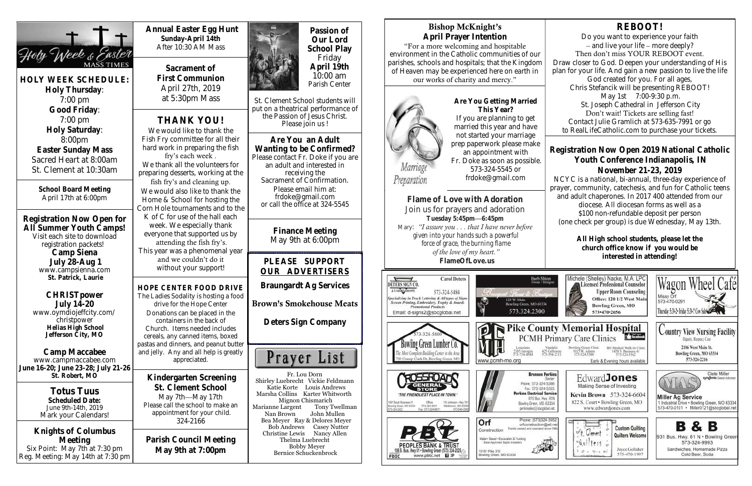# Holy Week & Easter Mass Times

**HOLY WEEK SCHEDULE:**

**Holy Thursday**: 7:00 pm

**Good Friday**: 7:00 pm

**Holy Saturday**: 8:00pm

**Easter Sunday Mass**
Sacred Heart at 8:00am
St. Clement at 10:30am

**School Board Meeting**
April 17th at 6:00pm

## Registration Now Open for All Summer Youth Camps!

Visit each site to download registration packets!

**Camp Siena**
**July 28-Aug 1**
www.campsienna.com
**St. Patrick, Laurie**

**CHRISTpower**
**July 14-20**
www.oymdiojeffcity.com/christpower
**Helias High School**
**Jefferson City, MO**

**Camp Maccabee**
www.campmaccabee.com
**June 16-20; June 23-28; July 21-26**
**St. Robert, MO**

**Totus Tuus**
**Scheduled Date:**
June 9th-14th, 2019
Mark your Calendars!

**Knights of Columbus Meeting**
Six Point: May 7th at 7:30 pm
Reg. Meeting: May 14th at 7:30 pm

**Annual Easter Egg Hunt**
**Sunday-April 14th**
After 10:30 AM Mass

**Sacrament of First Communion**
April 27th, 2019
at 5:30pm Mass

## THANK YOU!

We would like to thank the Fish Fry committee for all their hard work in preparing the fish fry's each week. We thank all the volunteers for preparing desserts, working at the fish fry's and cleaning up. We would also like to thank the Home & School for hosting the Corn Hole tournaments and to the K of C for use of the hall each week. We especially thank everyone that supported us by attending the fish fry's. This year was a phenomenal year and we couldn't do it without your support!

**HOPE CENTER FOOD DRIVE**
The Ladies Sodality is hosting a food drive for the Hope Center Donations can be placed in the containers in the back of Church. Items needed includes cereals, any canned items, boxed pastas and dinners, and peanut butter and jelly. Any and all help is greatly appreciated.

**Kindergarten Screening**
**St. Clement School**
May 7th—May 17th
Please call the school to make an appointment for your child.
324-2166

**Parish Council Meeting**
**May 9th at 7:00pm**

**Passion of Our Lord School Play**
Friday
**April 19th**
10:00 am
Parish Center

St. Clement School students will put on a theatrical performance of the Passion of Jesus Christ. Please join us!

**Are You an Adult Wanting to be Confirmed?**
Please contact Fr. Doke if you are an adult and interested in receiving the Sacrament of Confirmation.
Please email him at:
frdoke@gmail.com
or call the office at 324-5545

**Finance Meeting**
May 9th at 6:00pm

**PLEASE SUPPORT OUR ADVERTISERS**

**Braungardt Ag Services**

**Brown's Smokehouse Meats**

**Deters Sign Company**

## Prayer List

Fr. Lou Dorn
Shirley Luebrecht Vickie Feldmann
Katie Korte Louis Andrews
Marsha Collins Karter Whitworth
Mignon Chismarich
Marianne Largent Tony Twellman
Nan Brown John Mullen
Bea Meyer Ray & Delores Meyer
Bob Andrews Casey Nutter
Christine Lewis Nancy Allen
Thelma Luebrecht
Bobby Meyer
Bernice Schuckenbrock

**Bishop McKnight's April Prayer Intention**

"For a more welcoming and hospitable environment in the Catholic communities of our parishes, schools and hospitals; that the Kingdom of Heaven may be experienced here on earth in our works of charity and mercy."

**Are You Getting Married This Year?**
If you are planning to get married this year and have not started your marriage prep paperwork please make an appointment with Fr. Doke as soon as possible.
573-324-5545 or
frdoke@gmail.com

Marriage Preparation

**Flame of Love with Adoration**
Join us for prayers and adoration
**Tuesday 5:45pm—6:45pm**
Mary: *"I assure you . . . that I have never before given into your hands such a powerful force of grace, the burning flame of the love of my heart."*
**FlameOfLove.us**

## REBOOT!

Do you want to experience your faith – and live your life – more deeply? Then don't miss YOUR REBOOT event. Draw closer to God. Deepen your understanding of His plan for your life. And gain a new passion to live the life God created for you. For all ages, Chris Stefancik will be presenting REBOOT!
May 1st 7:00-9:30 p.m.
St. Joseph Cathedral in Jefferson City
Don't wait! Tickets are selling fast!
Contact Julie Gramlich at 573-635-7991 or go to RealLifeCatholic.com to purchase your tickets.

## Registration Now Open 2019 National Catholic Youth Conference Indianapolis, IN November 21-23, 2019

NCYC is a national, bi-annual, three-day experience of prayer, community, catechesis, and fun for Catholic teens and adult chaperones. In 2017 400 attended from our diocese. All diocesan forms as well as a $100 non-refundable deposit per person (one check per group) is due Wednesday, May 13th.

**All High school students, please let the church office know if you would be interested in attending!**

Deters Sign Co. — Carol Deters — 573-324-5484
Specializing in Truck Lettering & All types of Signs, Screen Printing, Embroidery, Trophy & Awards, Promotional Products
Email: d-signs2@sbcglobal.net

Bouquet Twist & Boutique — Barb Shinn, Owner / Designer — 120 W. Main, Bowling Green, MO 63334 — 573.324.2300

Michele (Shelley) Nacke, M.A. LPC — Licensed Professional Counselor — Upper Room Counseling — Office: 120 1/2 West Main, Bowling Green, MO — 573•470•2056

Wagon Wheel Café — Missy Orf — 573-470-0291

Bowling Green Lumber Co. — 573-324-5400 — The Most Complete Building Center in the Area — 700 Champ Clark Dr, Bowling Green, MO

Pike County Memorial Hospital — PCMH Primary Care Clinics — www.pcmh-mo.org — Early & Evening hours available

Country View Nursing Facility — Dignity, Respect, Care — 2106 West Main St., Bowling Green, MO 63334 — 573-324-2216

Crossroads General Store — "The Friendliest Place in Town."

Perkins Electrical Service — Brennen Perkins, Owner — Phone: 573-324-5366 — Fax: 573-324-5315 — 819 Bus. Hwy. 61N, Bowling Green, MO 63334 — perkinselec@sbcglobal.net

Edward Jones — Making Sense of Investing — Kevin Brown 573-324-6604 — 822 S. Court • Bowling Green, MO — www.edwardjones.com

Miller Ag Service — Clete Miller, syngenta Seed Advisor — 1 Industrial Drive • Bowling Green, MO 63334 — 573-470-0101 • Miller0121@sbcglobal.net

Peoples Bank & Trust — 1005 Bus. Hwy 61 • Bowling Green (573) 324-2525 — www.pbtc.net — FDIC

Orf Construction — Phone: (573)324-3552 — orfconstruction@att.net — Family owned and operated since 1960 — Water • Sewer • Excavation & Trucking — State Approved Septic Installers — 15181 Pike 313, Bowling Green, MO 63334

St. Clement Quilters — Custom Quilting — Quilters Welcome — Joyce Gollaher 573-470-1997

B & B — 931 Bus. Hwy. 61 N • Bowling Green — 573-324-9993 — Sandwiches, Homemade Pizza — Cold Beer, Soda